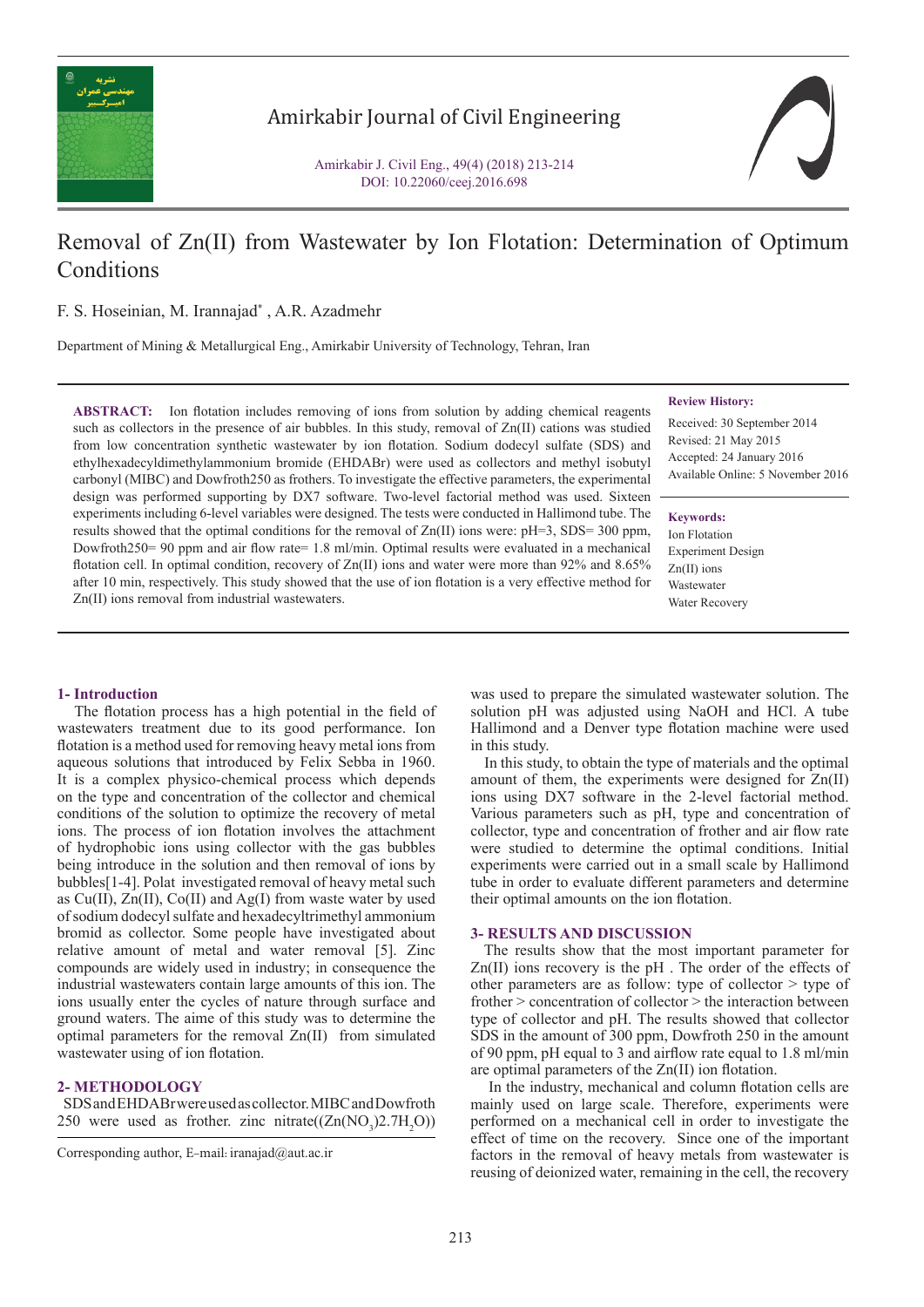# Removal of Zn(II) from Wastewater by Ion Flotation: Determination of Optimum Conditions

F. S. Hoseinian, M. Irannajad*, A.R. Azadmehr

Department of Mining & Metallurgical Eng., Amirkabir University of Technology, Tehran, Iran

**ABSTRACT:** Ion flotation includes removing of ions from solution by adding chemical reagents such as collectors in the presence of air bubbles. In this study, removal of Zn(II) cations was studied from low concentration synthetic wastewater by ion flotation. Sodium dodecyl sulfate (SDS) and ethylhexadecyldimethylammonium bromide (EHDABr) were used as collectors and methyl isobutyl carbonyl (MIBC) and Dowfroth250 as frothers. To investigate the effective parameters, the experimental design was performed supporting by DX7 software. Two-level factorial method was used. Sixteen experiments including 6-level variables were designed. The tests were conducted in Hallimond tube. The results showed that the optimal conditions for the removal of Zn(II) ions were: pH=3, SDS= 300 ppm, Dowfroth250= 90 ppm and air flow rate= 1.8 ml/min. Optimal results were evaluated in a mechanical flotation cell. In optimal condition, recovery of Zn(II) ions and water were more than 92% and 8.65% after 10 min, respectively. This study showed that the use of ion flotation is a very effective method for Zn(II) ions removal from industrial wastewaters.

**Review History:**

Received: 30 September 2014
Revised: 21 May 2015
Accepted: 24 January 2016
Available Online: 5 November 2016

**Keywords:**

Ion Flotation
Experiment Design
Zn(II) ions
Wastewater
Water Recovery

## 1- Introduction

The flotation process has a high potential in the field of wastewaters treatment due to its good performance. Ion flotation is a method used for removing heavy metal ions from aqueous solutions that introduced by Felix Sebba in 1960. It is a complex physico-chemical process which depends on the type and concentration of the collector and chemical conditions of the solution to optimize the recovery of metal ions. The process of ion flotation involves the attachment of hydrophobic ions using collector with the gas bubbles being introduce in the solution and then removal of ions by bubbles[1-4]. Polat investigated removal of heavy metal such as Cu(II), Zn(II), Co(II) and Ag(I) from waste water by used of sodium dodecyl sulfate and hexadecyltrimethyl ammonium bromid as collector. Some people have investigated about relative amount of metal and water removal [5]. Zinc compounds are widely used in industry; in consequence the industrial wastewaters contain large amounts of this ion. The ions usually enter the cycles of nature through surface and ground waters. The aime of this study was to determine the optimal parameters for the removal Zn(II) from simulated wastewater using of ion flotation.

## 2- METHODOLOGY

SDS and EHDABr were used as collector. MIBC and Dowfroth 250 were used as frother. zinc nitrate($(Zn(NO_3)2.7H_2O)$) was used to prepare the simulated wastewater solution. The solution pH was adjusted using NaOH and HCl. A tube Hallimond and a Denver type flotation machine were used in this study.

In this study, to obtain the type of materials and the optimal amount of them, the experiments were designed for Zn(II) ions using DX7 software in the 2-level factorial method. Various parameters such as pH, type and concentration of collector, type and concentration of frother and air flow rate were studied to determine the optimal conditions. Initial experiments were carried out in a small scale by Hallimond tube in order to evaluate different parameters and determine their optimal amounts on the ion flotation.

## 3- RESULTS AND DISCUSSION

The results show that the most important parameter for Zn(II) ions recovery is the pH . The order of the effects of other parameters are as follow: type of collector > type of frother > concentration of collector > the interaction between type of collector and pH. The results showed that collector SDS in the amount of 300 ppm, Dowfroth 250 in the amount of 90 ppm, pH equal to 3 and airflow rate equal to 1.8 ml/min are optimal parameters of the Zn(II) ion flotation.

In the industry, mechanical and column flotation cells are mainly used on large scale. Therefore, experiments were performed on a mechanical cell in order to investigate the effect of time on the recovery. Since one of the important factors in the removal of heavy metals from wastewater is reusing of deionized water, remaining in the cell, the recovery

Corresponding author, E-mail: iranajad@aut.ac.ir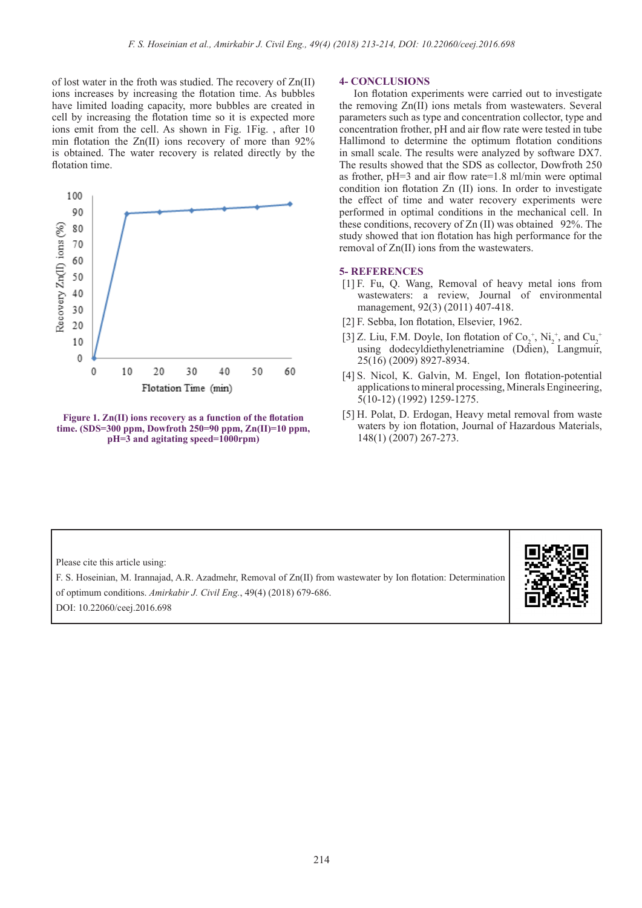of lost water in the froth was studied. The recovery of Zn(II) ions increases by increasing the flotation time. As bubbles have limited loading capacity, more bubbles are created in cell by increasing the flotation time so it is expected more ions emit from the cell. As shown in Fig. 1Fig. , after 10 min flotation the Zn(II) ions recovery of more than 92% is obtained. The water recovery is related directly by the flotation time.

Recovery Zn(II) ions (%)

100
90
80
70
60
50
40
30
20
10
0

0 10 20 30 40 50 60

Flotation Time (min)

**Figure 1. Zn(II) ions recovery as a function of the flotation time. (SDS=300 ppm, Dowfroth 250=90 ppm, Zn(II)=10 ppm, pH=3 and agitating speed=1000rpm)**

## 4- CONCLUSIONS

Ion flotation experiments were carried out to investigate the removing Zn(II) ions metals from wastewaters. Several parameters such as type and concentration collector, type and concentration frother, pH and air flow rate were tested in tube Hallimond to determine the optimum flotation conditions in small scale. The results were analyzed by software DX7. The results showed that the SDS as collector, Dowfroth 250 as frother, pH=3 and air flow rate=1.8 ml/min were optimal condition ion flotation Zn (II) ions. In order to investigate the effect of time and water recovery experiments were performed in optimal conditions in the mechanical cell. In these conditions, recovery of Zn (II) was obtained 92%. The study showed that ion flotation has high performance for the removal of Zn(II) ions from the wastewaters.

## 5- REFERENCES

[1] F. Fu, Q. Wang, Removal of heavy metal ions from wastewaters: a review, Journal of environmental management, 92(3) (2011) 407-418.

[2] F. Sebba, Ion flotation, Elsevier, 1962.

[3] Z. Liu, F.M. Doyle, Ion flotation of $Co_2^+$, $Ni_2^+$, and $Cu_2^+$ using dodecyldiethylenetriamine (Ddien), Langmuir, 25(16) (2009) 8927-8934.

[4] S. Nicol, K. Galvin, M. Engel, Ion flotation-potential applications to mineral processing, Minerals Engineering, 5(10-12) (1992) 1259-1275.

[5] H. Polat, D. Erdogan, Heavy metal removal from waste waters by ion flotation, Journal of Hazardous Materials, 148(1) (2007) 267-273.

Please cite this article using:

F. S. Hoseinian, M. Irannajad, A.R. Azadmehr, Removal of Zn(II) from wastewater by Ion flotation: Determination of optimum conditions. *Amirkabir J. Civil Eng.*, 49(4) (2018) 679-686.

DOI: 10.22060/ceej.2016.698